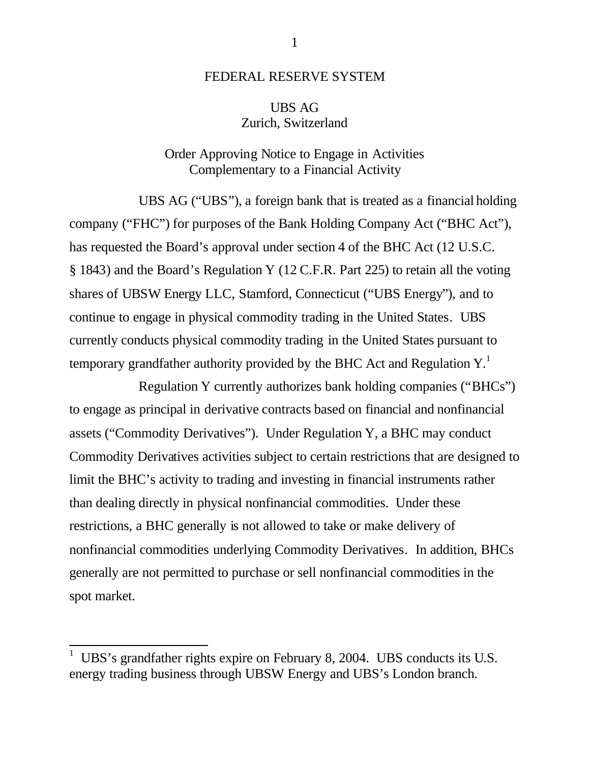FEDERAL RESERVE SYSTEM

UBS AG
Zurich, Switzerland

Order Approving Notice to Engage in Activities
Complementary to a Financial Activity

UBS AG ("UBS"), a foreign bank that is treated as a financial holding company ("FHC") for purposes of the Bank Holding Company Act ("BHC Act"), has requested the Board's approval under section 4 of the BHC Act (12 U.S.C. § 1843) and the Board's Regulation Y (12 C.F.R. Part 225) to retain all the voting shares of UBSW Energy LLC, Stamford, Connecticut ("UBS Energy"), and to continue to engage in physical commodity trading in the United States. UBS currently conducts physical commodity trading in the United States pursuant to temporary grandfather authority provided by the BHC Act and Regulation Y.[1]

Regulation Y currently authorizes bank holding companies ("BHCs") to engage as principal in derivative contracts based on financial and nonfinancial assets ("Commodity Derivatives"). Under Regulation Y, a BHC may conduct Commodity Derivatives activities subject to certain restrictions that are designed to limit the BHC's activity to trading and investing in financial instruments rather than dealing directly in physical nonfinancial commodities. Under these restrictions, a BHC generally is not allowed to take or make delivery of nonfinancial commodities underlying Commodity Derivatives. In addition, BHCs generally are not permitted to purchase or sell nonfinancial commodities in the spot market.

---

[1] UBS's grandfather rights expire on February 8, 2004. UBS conducts its U.S. energy trading business through UBSW Energy and UBS's London branch.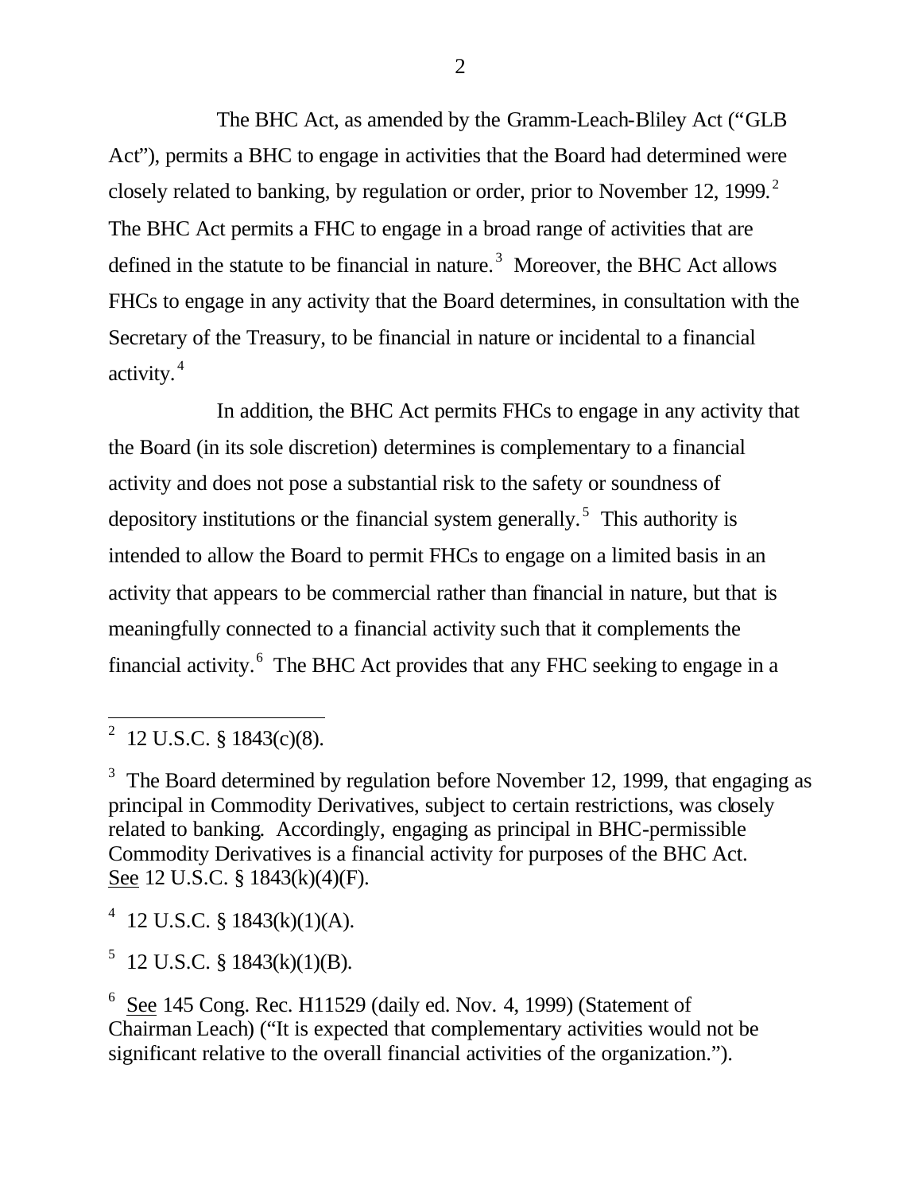The BHC Act, as amended by the Gramm-Leach-Bliley Act ("GLB Act"), permits a BHC to engage in activities that the Board had determined were closely related to banking, by regulation or order, prior to November 12, 1999.[2] The BHC Act permits a FHC to engage in a broad range of activities that are defined in the statute to be financial in nature.[3] Moreover, the BHC Act allows FHCs to engage in any activity that the Board determines, in consultation with the Secretary of the Treasury, to be financial in nature or incidental to a financial activity.[4]

In addition, the BHC Act permits FHCs to engage in any activity that the Board (in its sole discretion) determines is complementary to a financial activity and does not pose a substantial risk to the safety or soundness of depository institutions or the financial system generally.[5] This authority is intended to allow the Board to permit FHCs to engage on a limited basis in an activity that appears to be commercial rather than financial in nature, but that is meaningfully connected to a financial activity such that it complements the financial activity.[6] The BHC Act provides that any FHC seeking to engage in a

---

[2] 12 U.S.C. § 1843(c)(8).

[3] The Board determined by regulation before November 12, 1999, that engaging as principal in Commodity Derivatives, subject to certain restrictions, was closely related to banking. Accordingly, engaging as principal in BHC-permissible Commodity Derivatives is a financial activity for purposes of the BHC Act. See 12 U.S.C. § 1843(k)(4)(F).

[4] 12 U.S.C. § 1843(k)(1)(A).

[5] 12 U.S.C. § 1843(k)(1)(B).

[6] See 145 Cong. Rec. H11529 (daily ed. Nov. 4, 1999) (Statement of Chairman Leach) ("It is expected that complementary activities would not be significant relative to the overall financial activities of the organization.").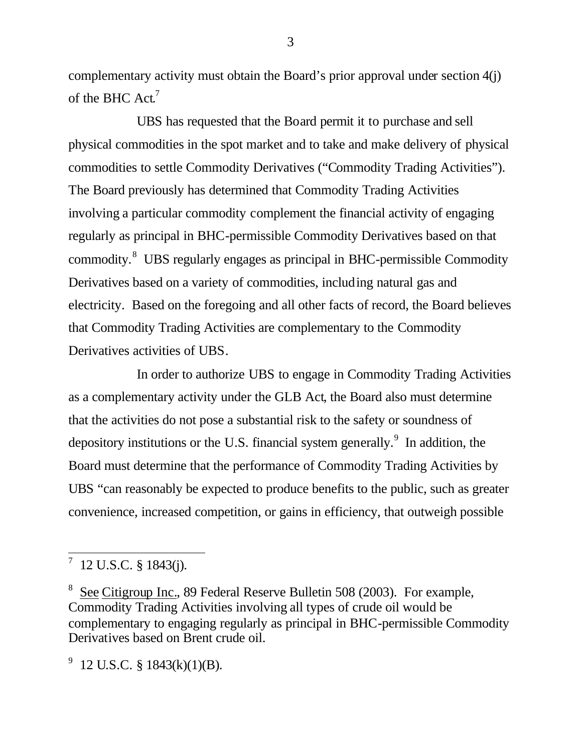complementary activity must obtain the Board's prior approval under section 4(j) of the BHC Act.[7]

UBS has requested that the Board permit it to purchase and sell physical commodities in the spot market and to take and make delivery of physical commodities to settle Commodity Derivatives ("Commodity Trading Activities"). The Board previously has determined that Commodity Trading Activities involving a particular commodity complement the financial activity of engaging regularly as principal in BHC-permissible Commodity Derivatives based on that commodity.[8] UBS regularly engages as principal in BHC-permissible Commodity Derivatives based on a variety of commodities, including natural gas and electricity. Based on the foregoing and all other facts of record, the Board believes that Commodity Trading Activities are complementary to the Commodity Derivatives activities of UBS.

In order to authorize UBS to engage in Commodity Trading Activities as a complementary activity under the GLB Act, the Board also must determine that the activities do not pose a substantial risk to the safety or soundness of depository institutions or the U.S. financial system generally.[9] In addition, the Board must determine that the performance of Commodity Trading Activities by UBS "can reasonably be expected to produce benefits to the public, such as greater convenience, increased competition, or gains in efficiency, that outweigh possible

---

[7] 12 U.S.C. § 1843(j).

[8] See Citigroup Inc., 89 Federal Reserve Bulletin 508 (2003). For example, Commodity Trading Activities involving all types of crude oil would be complementary to engaging regularly as principal in BHC-permissible Commodity Derivatives based on Brent crude oil.

[9] 12 U.S.C. § 1843(k)(1)(B).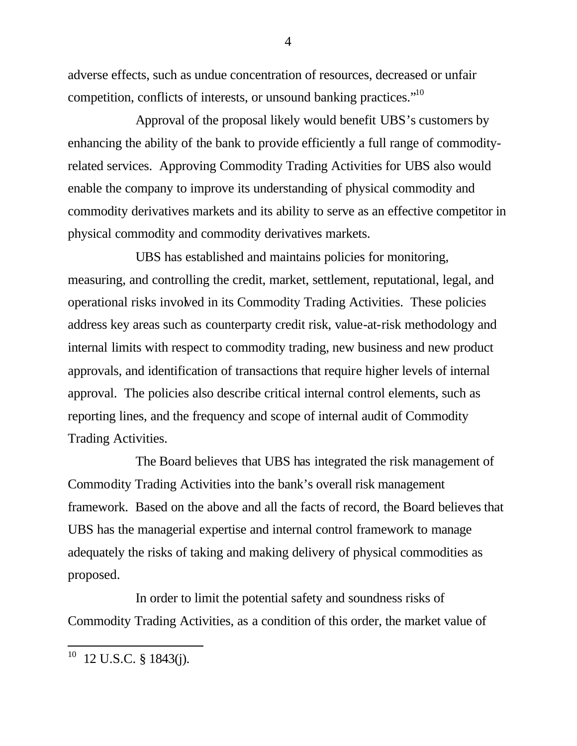adverse effects, such as undue concentration of resources, decreased or unfair competition, conflicts of interests, or unsound banking practices."[10]

Approval of the proposal likely would benefit UBS's customers by enhancing the ability of the bank to provide efficiently a full range of commodity-related services. Approving Commodity Trading Activities for UBS also would enable the company to improve its understanding of physical commodity and commodity derivatives markets and its ability to serve as an effective competitor in physical commodity and commodity derivatives markets.

UBS has established and maintains policies for monitoring, measuring, and controlling the credit, market, settlement, reputational, legal, and operational risks involved in its Commodity Trading Activities. These policies address key areas such as counterparty credit risk, value-at-risk methodology and internal limits with respect to commodity trading, new business and new product approvals, and identification of transactions that require higher levels of internal approval. The policies also describe critical internal control elements, such as reporting lines, and the frequency and scope of internal audit of Commodity Trading Activities.

The Board believes that UBS has integrated the risk management of Commodity Trading Activities into the bank's overall risk management framework. Based on the above and all the facts of record, the Board believes that UBS has the managerial expertise and internal control framework to manage adequately the risks of taking and making delivery of physical commodities as proposed.

In order to limit the potential safety and soundness risks of Commodity Trading Activities, as a condition of this order, the market value of

---

[10] 12 U.S.C. § 1843(j).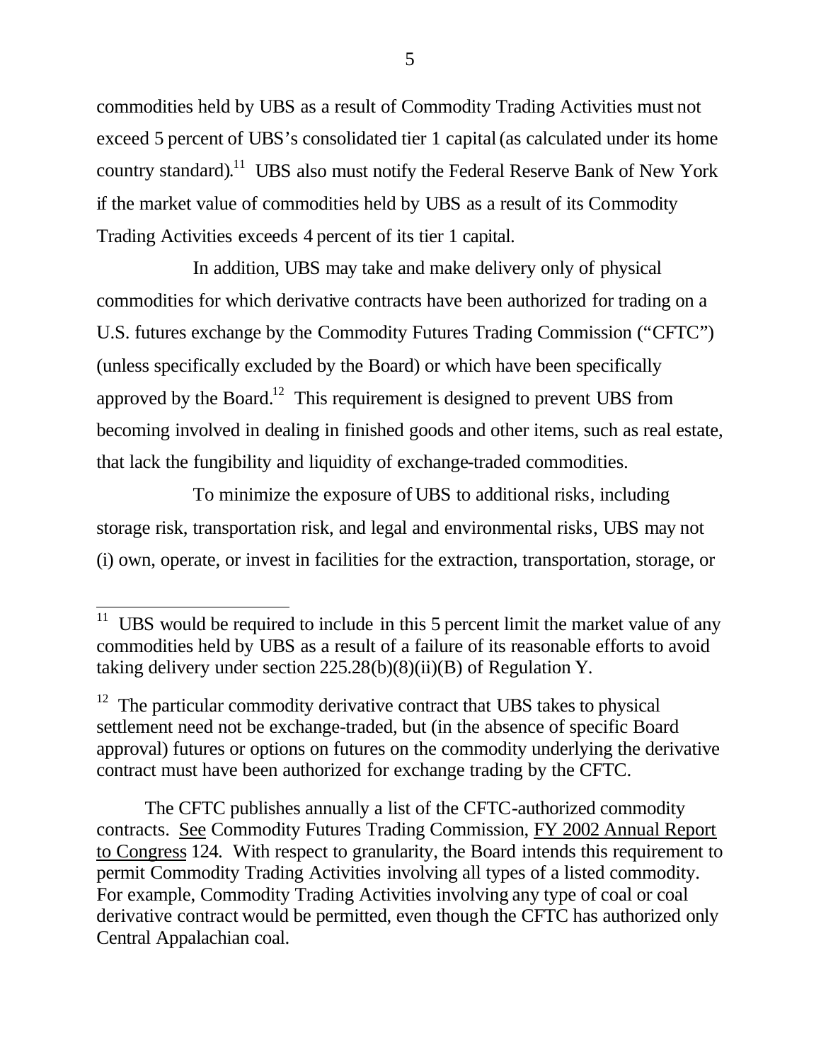commodities held by UBS as a result of Commodity Trading Activities must not exceed 5 percent of UBS's consolidated tier 1 capital (as calculated under its home country standard).[11] UBS also must notify the Federal Reserve Bank of New York if the market value of commodities held by UBS as a result of its Commodity Trading Activities exceeds 4 percent of its tier 1 capital.

In addition, UBS may take and make delivery only of physical commodities for which derivative contracts have been authorized for trading on a U.S. futures exchange by the Commodity Futures Trading Commission ("CFTC") (unless specifically excluded by the Board) or which have been specifically approved by the Board.[12] This requirement is designed to prevent UBS from becoming involved in dealing in finished goods and other items, such as real estate, that lack the fungibility and liquidity of exchange-traded commodities.

To minimize the exposure of UBS to additional risks, including storage risk, transportation risk, and legal and environmental risks, UBS may not (i) own, operate, or invest in facilities for the extraction, transportation, storage, or

---

[11] UBS would be required to include in this 5 percent limit the market value of any commodities held by UBS as a result of a failure of its reasonable efforts to avoid taking delivery under section 225.28(b)(8)(ii)(B) of Regulation Y.

[12] The particular commodity derivative contract that UBS takes to physical settlement need not be exchange-traded, but (in the absence of specific Board approval) futures or options on futures on the commodity underlying the derivative contract must have been authorized for exchange trading by the CFTC.

The CFTC publishes annually a list of the CFTC-authorized commodity contracts. See Commodity Futures Trading Commission, FY 2002 Annual Report to Congress 124. With respect to granularity, the Board intends this requirement to permit Commodity Trading Activities involving all types of a listed commodity. For example, Commodity Trading Activities involving any type of coal or coal derivative contract would be permitted, even though the CFTC has authorized only Central Appalachian coal.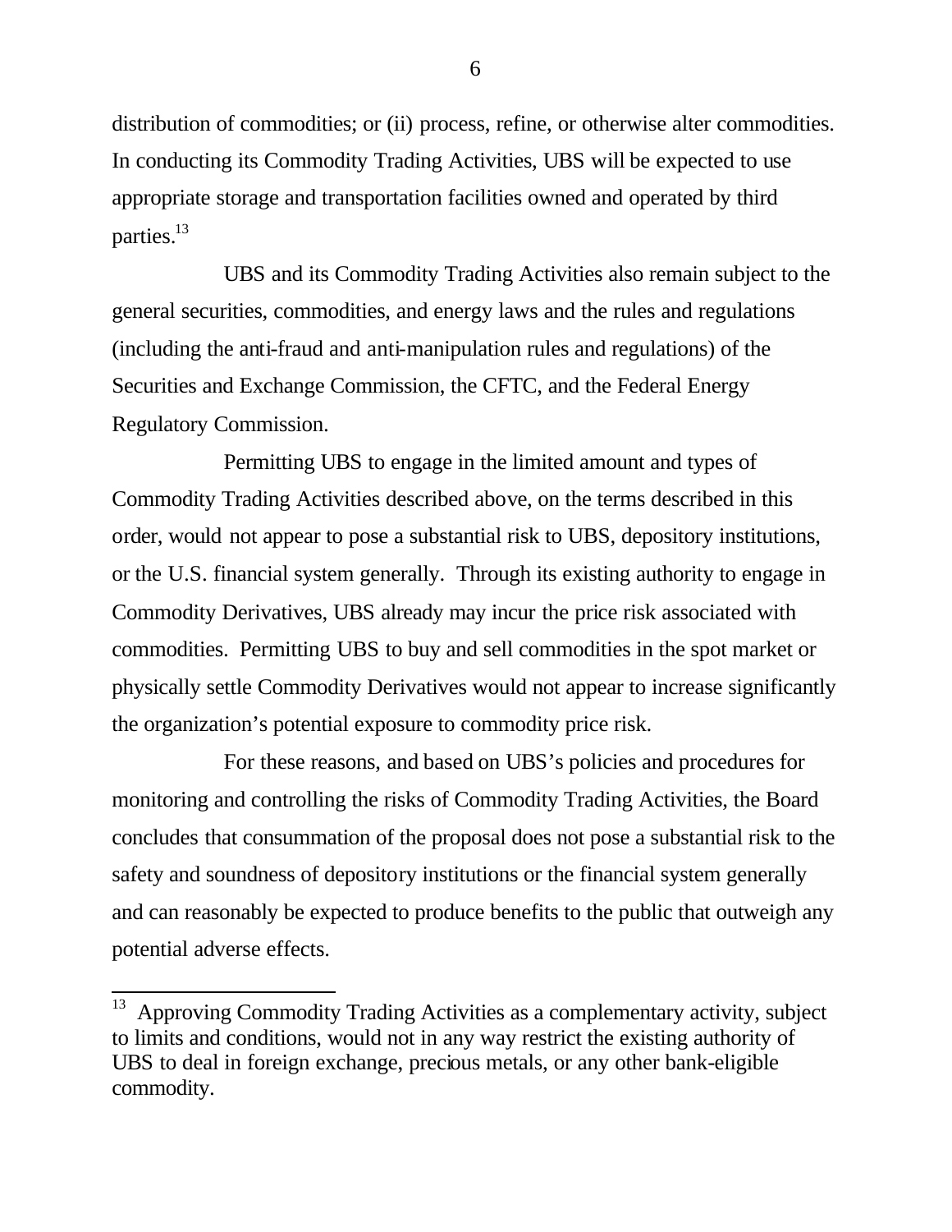distribution of commodities; or (ii) process, refine, or otherwise alter commodities. In conducting its Commodity Trading Activities, UBS will be expected to use appropriate storage and transportation facilities owned and operated by third parties.[13]

UBS and its Commodity Trading Activities also remain subject to the general securities, commodities, and energy laws and the rules and regulations (including the anti-fraud and anti-manipulation rules and regulations) of the Securities and Exchange Commission, the CFTC, and the Federal Energy Regulatory Commission.

Permitting UBS to engage in the limited amount and types of Commodity Trading Activities described above, on the terms described in this order, would not appear to pose a substantial risk to UBS, depository institutions, or the U.S. financial system generally. Through its existing authority to engage in Commodity Derivatives, UBS already may incur the price risk associated with commodities. Permitting UBS to buy and sell commodities in the spot market or physically settle Commodity Derivatives would not appear to increase significantly the organization's potential exposure to commodity price risk.

For these reasons, and based on UBS's policies and procedures for monitoring and controlling the risks of Commodity Trading Activities, the Board concludes that consummation of the proposal does not pose a substantial risk to the safety and soundness of depository institutions or the financial system generally and can reasonably be expected to produce benefits to the public that outweigh any potential adverse effects.

---

[13] Approving Commodity Trading Activities as a complementary activity, subject to limits and conditions, would not in any way restrict the existing authority of UBS to deal in foreign exchange, precious metals, or any other bank-eligible commodity.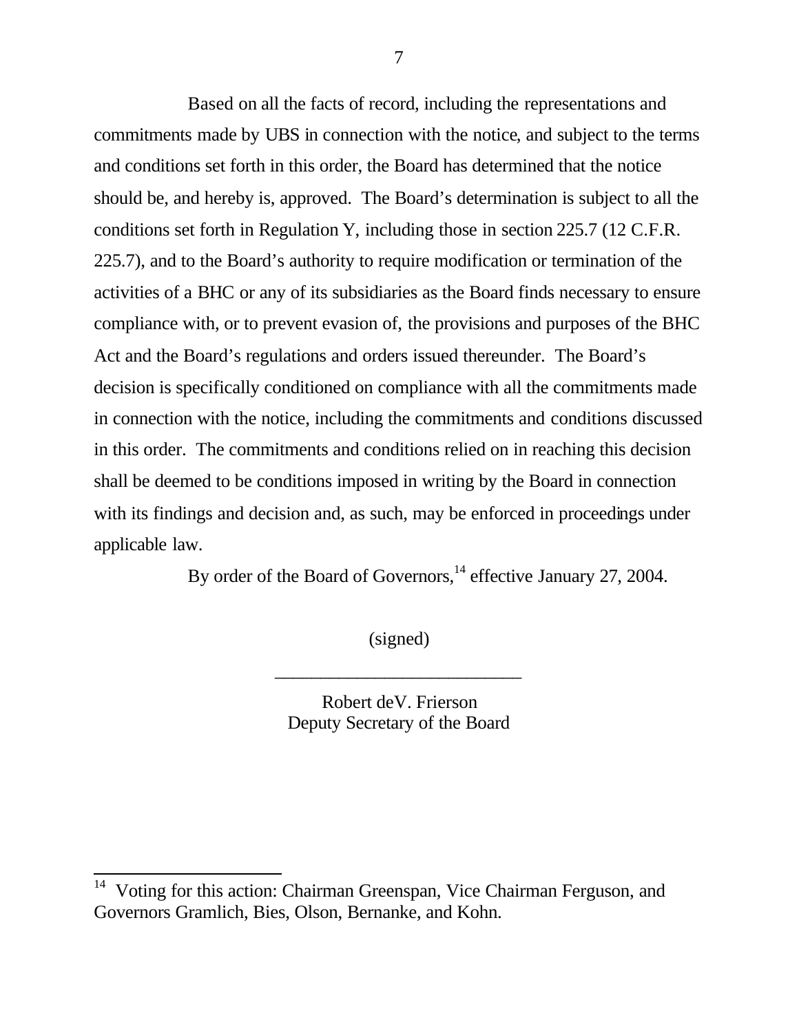Based on all the facts of record, including the representations and commitments made by UBS in connection with the notice, and subject to the terms and conditions set forth in this order, the Board has determined that the notice should be, and hereby is, approved. The Board's determination is subject to all the conditions set forth in Regulation Y, including those in section 225.7 (12 C.F.R. 225.7), and to the Board's authority to require modification or termination of the activities of a BHC or any of its subsidiaries as the Board finds necessary to ensure compliance with, or to prevent evasion of, the provisions and purposes of the BHC Act and the Board's regulations and orders issued thereunder. The Board's decision is specifically conditioned on compliance with all the commitments made in connection with the notice, including the commitments and conditions discussed in this order. The commitments and conditions relied on in reaching this decision shall be deemed to be conditions imposed in writing by the Board in connection with its findings and decision and, as such, may be enforced in proceedings under applicable law.

By order of the Board of Governors,[14] effective January 27, 2004.

(signed)

_____________________________

Robert deV. Frierson
Deputy Secretary of the Board

---

[14] Voting for this action: Chairman Greenspan, Vice Chairman Ferguson, and Governors Gramlich, Bies, Olson, Bernanke, and Kohn.